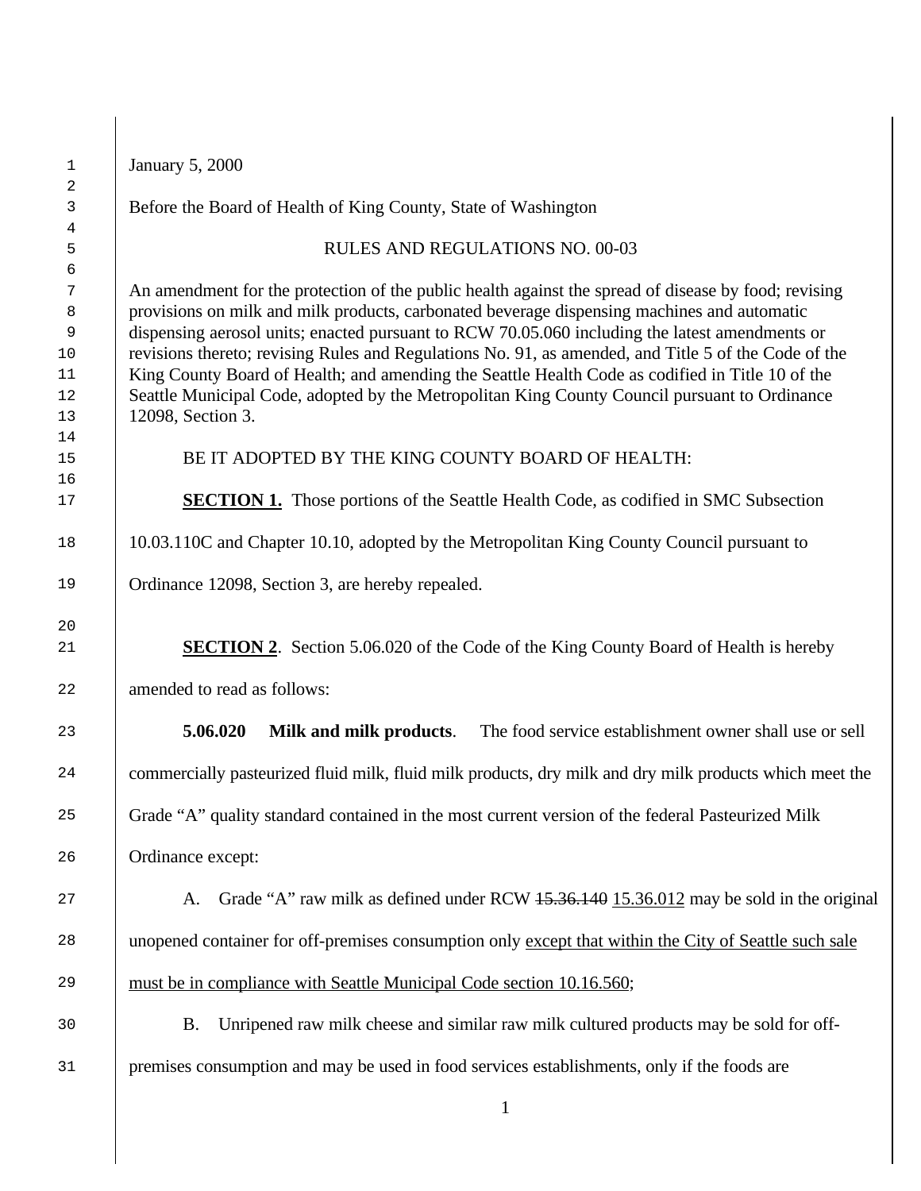January 5, 2000

Before the Board of Health of King County, State of Washington

RULES AND REGULATIONS NO. 00-03

An amendment for the protection of the public health against the spread of disease by food; revising provisions on milk and milk products, carbonated beverage dispensing machines and automatic dispensing aerosol units; enacted pursuant to RCW 70.05.060 including the latest amendments or revisions thereto; revising Rules and Regulations No. 91, as amended, and Title 5 of the Code of the King County Board of Health; and amending the Seattle Health Code as codified in Title 10 of the Seattle Municipal Code, adopted by the Metropolitan King County Council pursuant to Ordinance 12098, Section 3.

BE IT ADOPTED BY THE KING COUNTY BOARD OF HEALTH:

**SECTION 1.** Those portions of the Seattle Health Code, as codified in SMC Subsection 10.03.110C and Chapter 10.10, adopted by the Metropolitan King County Council pursuant to Ordinance 12098, Section 3, are hereby repealed.

**SECTION 2**. Section 5.06.020 of the Code of the King County Board of Health is hereby amended to read as follows:

**5.06.020 Milk and milk products**. The food service establishment owner shall use or sell commercially pasteurized fluid milk, fluid milk products, dry milk and dry milk products which meet the Grade "A" quality standard contained in the most current version of the federal Pasteurized Milk Ordinance except:

A. Grade "A" raw milk as defined under RCW ~~15.36.140~~ <u>15.36.012</u> may be sold in the original unopened container for off-premises consumption only <u>except that within the City of Seattle such sale must be in compliance with Seattle Municipal Code section 10.16.560</u>;

B. Unripened raw milk cheese and similar raw milk cultured products may be sold for off-premises consumption and may be used in food services establishments, only if the foods are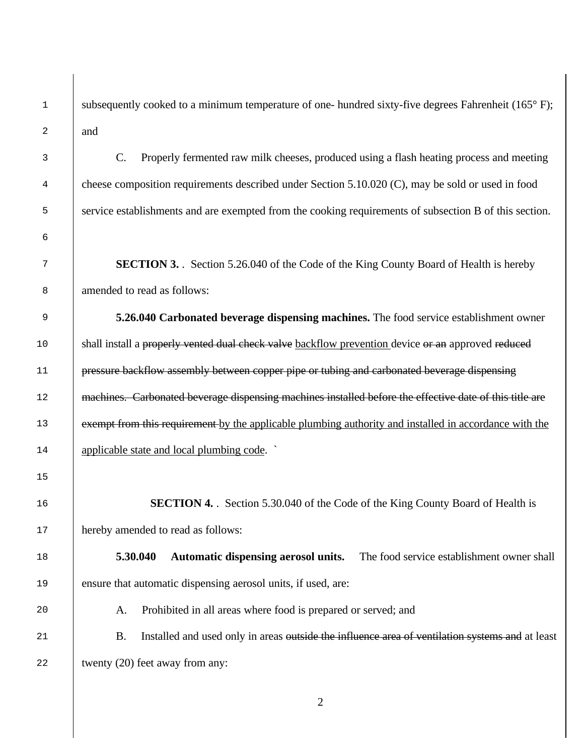subsequently cooked to a minimum temperature of one- hundred sixty-five degrees Fahrenheit (165° F); and

C. Properly fermented raw milk cheeses, produced using a flash heating process and meeting cheese composition requirements described under Section 5.10.020 (C), may be sold or used in food service establishments and are exempted from the cooking requirements of subsection B of this section.

**SECTION 3.** . Section 5.26.040 of the Code of the King County Board of Health is hereby amended to read as follows:

**5.26.040 Carbonated beverage dispensing machines.** The food service establishment owner shall install a ~~properly vented dual check valve~~ <u>backflow prevention</u> device ~~or an~~ approved ~~reduced pressure backflow assembly between copper pipe or tubing and carbonated beverage dispensing machines. Carbonated beverage dispensing machines installed before the effective date of this title are exempt from this requirement~~ <u>by the applicable plumbing authority and installed in accordance with the applicable state and local plumbing code</u>. `

**SECTION 4.** . Section 5.30.040 of the Code of the King County Board of Health is hereby amended to read as follows:

**5.30.040 Automatic dispensing aerosol units.** The food service establishment owner shall ensure that automatic dispensing aerosol units, if used, are:

A. Prohibited in all areas where food is prepared or served; and

B. Installed and used only in areas ~~outside the influence area of ventilation systems and~~ at least twenty (20) feet away from any: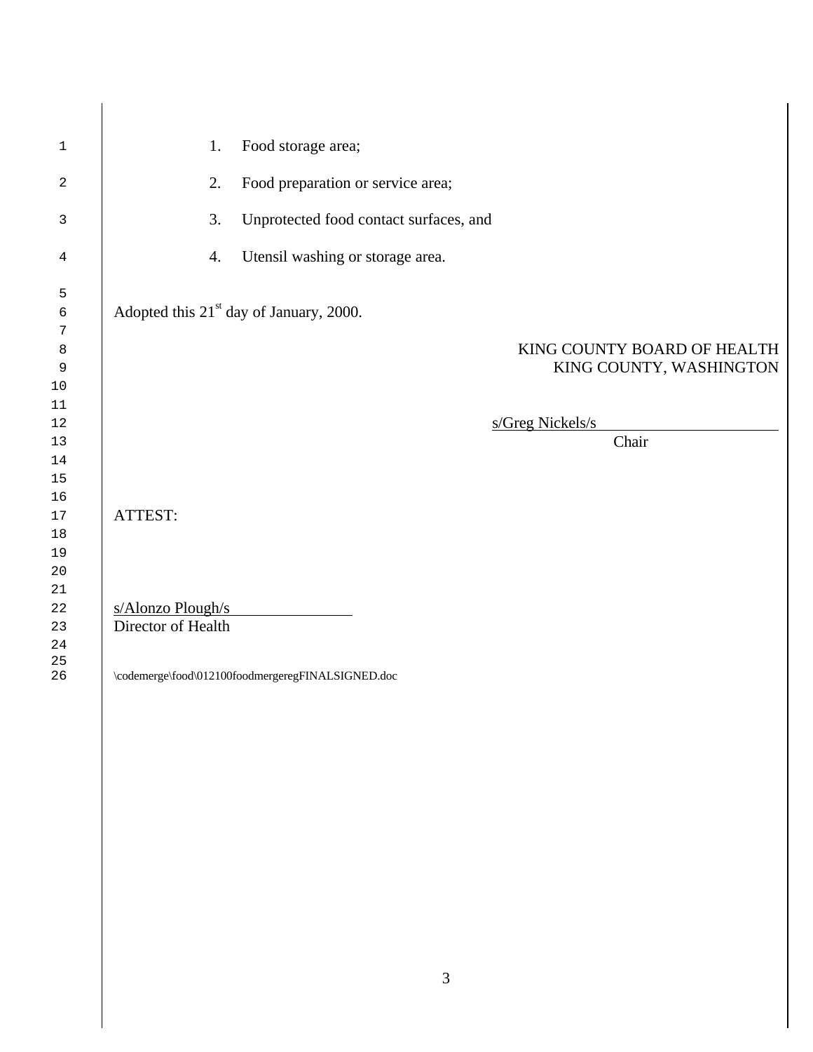1. Food storage area;
2. Food preparation or service area;
3. Unprotected food contact surfaces, and
4. Utensil washing or storage area.

Adopted this 21st day of January, 2000.

KING COUNTY BOARD OF HEALTH
KING COUNTY, WASHINGTON

s/Greg Nickels/s
Chair

ATTEST:

s/Alonzo Plough/s
Director of Health

\codemerge\food\012100foodmergeregFINALSIGNED.doc